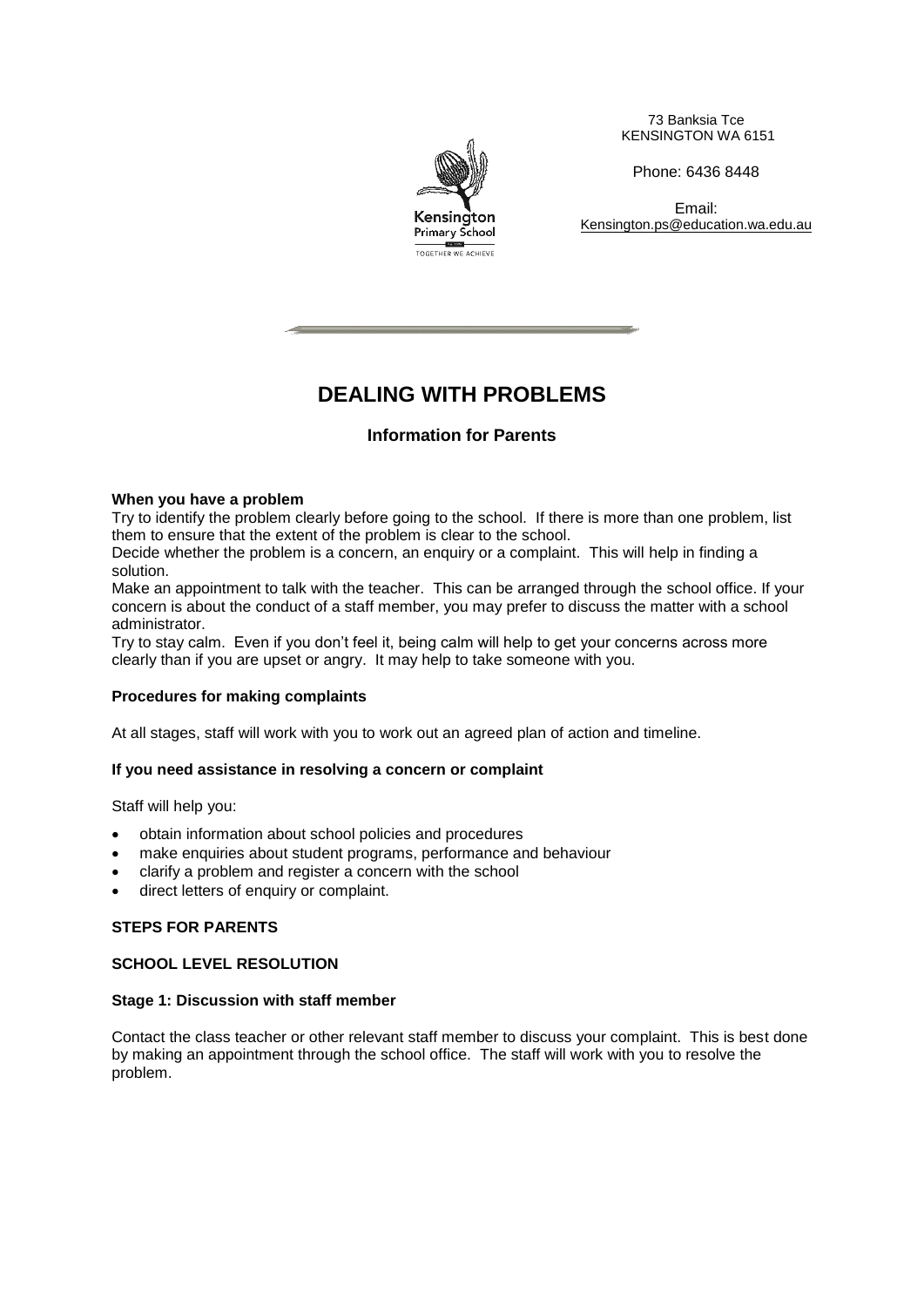Kensington Primary School

TOGETHER WE ACHIEVE

73 Banksia Tce
KENSINGTON WA 6151

Phone: 6436 8448

Email:
Kensington.ps@education.wa.edu.au

# DEALING WITH PROBLEMS

## Information for Parents

**When you have a problem**

Try to identify the problem clearly before going to the school. If there is more than one problem, list them to ensure that the extent of the problem is clear to the school.

Decide whether the problem is a concern, an enquiry or a complaint. This will help in finding a solution.

Make an appointment to talk with the teacher. This can be arranged through the school office. If your concern is about the conduct of a staff member, you may prefer to discuss the matter with a school administrator.

Try to stay calm. Even if you don't feel it, being calm will help to get your concerns across more clearly than if you are upset or angry. It may help to take someone with you.

**Procedures for making complaints**

At all stages, staff will work with you to work out an agreed plan of action and timeline.

**If you need assistance in resolving a concern or complaint**

Staff will help you:

- obtain information about school policies and procedures
- make enquiries about student programs, performance and behaviour
- clarify a problem and register a concern with the school
- direct letters of enquiry or complaint.

**STEPS FOR PARENTS**

**SCHOOL LEVEL RESOLUTION**

**Stage 1: Discussion with staff member**

Contact the class teacher or other relevant staff member to discuss your complaint. This is best done by making an appointment through the school office. The staff will work with you to resolve the problem.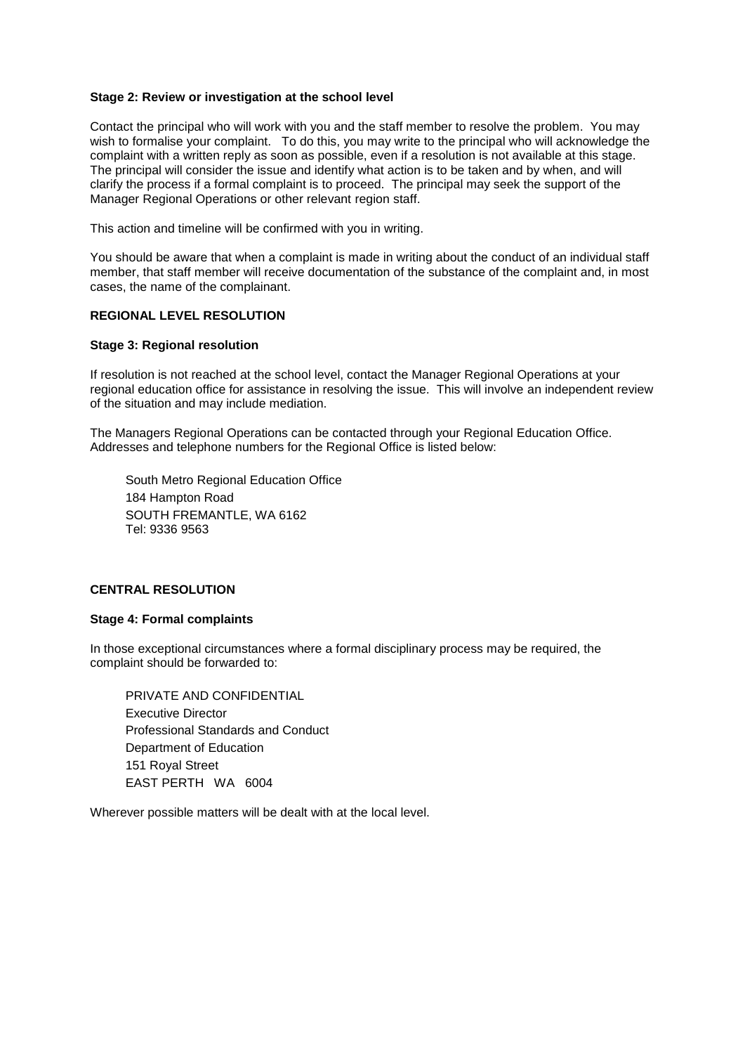**Stage 2: Review or investigation at the school level**

Contact the principal who will work with you and the staff member to resolve the problem. You may wish to formalise your complaint. To do this, you may write to the principal who will acknowledge the complaint with a written reply as soon as possible, even if a resolution is not available at this stage. The principal will consider the issue and identify what action is to be taken and by when, and will clarify the process if a formal complaint is to proceed. The principal may seek the support of the Manager Regional Operations or other relevant region staff.

This action and timeline will be confirmed with you in writing.

You should be aware that when a complaint is made in writing about the conduct of an individual staff member, that staff member will receive documentation of the substance of the complaint and, in most cases, the name of the complainant.

**REGIONAL LEVEL RESOLUTION**

**Stage 3: Regional resolution**

If resolution is not reached at the school level, contact the Manager Regional Operations at your regional education office for assistance in resolving the issue. This will involve an independent review of the situation and may include mediation.

The Managers Regional Operations can be contacted through your Regional Education Office. Addresses and telephone numbers for the Regional Office is listed below:

South Metro Regional Education Office
184 Hampton Road
SOUTH FREMANTLE, WA 6162
Tel: 9336 9563

**CENTRAL RESOLUTION**

**Stage 4: Formal complaints**

In those exceptional circumstances where a formal disciplinary process may be required, the complaint should be forwarded to:

PRIVATE AND CONFIDENTIAL
Executive Director
Professional Standards and Conduct
Department of Education
151 Royal Street
EAST PERTH WA 6004

Wherever possible matters will be dealt with at the local level.